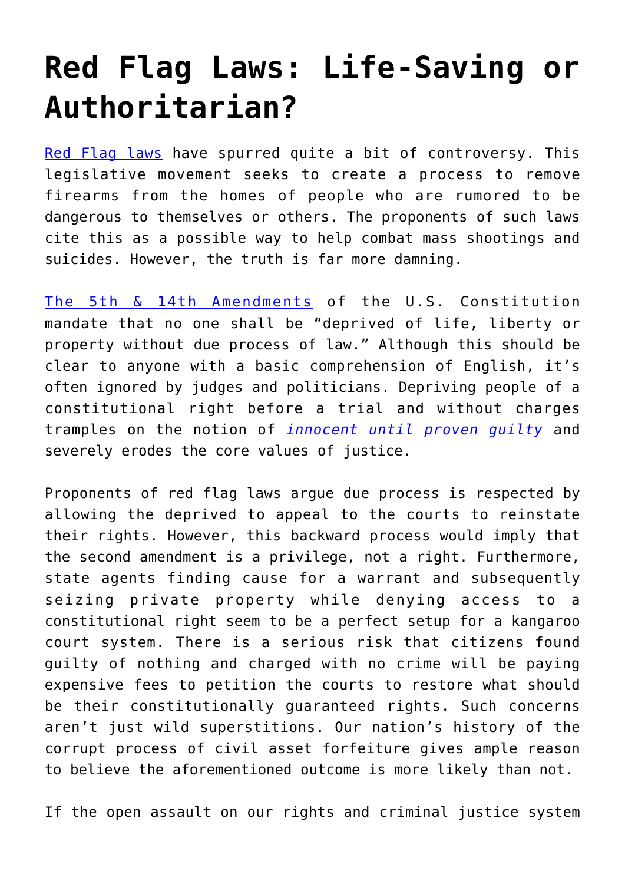# Red Flag Laws: Life-Saving or Authoritarian?

Red Flag laws have spurred quite a bit of controversy. This legislative movement seeks to create a process to remove firearms from the homes of people who are rumored to be dangerous to themselves or others. The proponents of such laws cite this as a possible way to help combat mass shootings and suicides. However, the truth is far more damning.

The 5th & 14th Amendments of the U.S. Constitution mandate that no one shall be "deprived of life, liberty or property without due process of law." Although this should be clear to anyone with a basic comprehension of English, it's often ignored by judges and politicians. Depriving people of a constitutional right before a trial and without charges tramples on the notion of *innocent until proven guilty* and severely erodes the core values of justice.

Proponents of red flag laws argue due process is respected by allowing the deprived to appeal to the courts to reinstate their rights. However, this backward process would imply that the second amendment is a privilege, not a right. Furthermore, state agents finding cause for a warrant and subsequently seizing private property while denying access to a constitutional right seem to be a perfect setup for a kangaroo court system. There is a serious risk that citizens found guilty of nothing and charged with no crime will be paying expensive fees to petition the courts to restore what should be their constitutionally guaranteed rights. Such concerns aren't just wild superstitions. Our nation's history of the corrupt process of civil asset forfeiture gives ample reason to believe the aforementioned outcome is more likely than not.

If the open assault on our rights and criminal justice system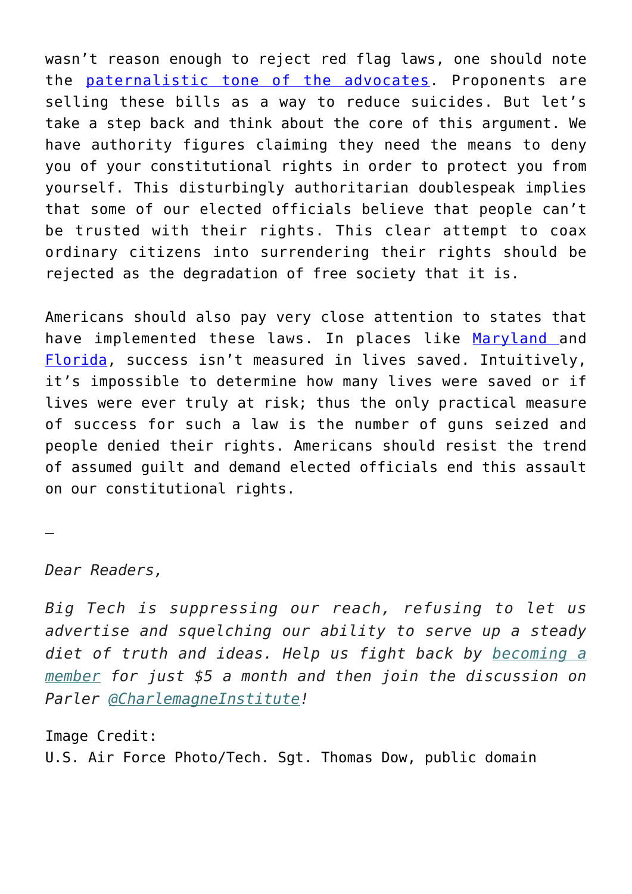wasn't reason enough to reject red flag laws, one should note the paternalistic tone of the advocates. Proponents are selling these bills as a way to reduce suicides. But let's take a step back and think about the core of this argument. We have authority figures claiming they need the means to deny you of your constitutional rights in order to protect you from yourself. This disturbingly authoritarian doublespeak implies that some of our elected officials believe that people can't be trusted with their rights. This clear attempt to coax ordinary citizens into surrendering their rights should be rejected as the degradation of free society that it is.

Americans should also pay very close attention to states that have implemented these laws. In places like Maryland and Florida, success isn't measured in lives saved. Intuitively, it's impossible to determine how many lives were saved or if lives were ever truly at risk; thus the only practical measure of success for such a law is the number of guns seized and people denied their rights. Americans should resist the trend of assumed guilt and demand elected officials end this assault on our constitutional rights.

—

*Dear Readers,*

*Big Tech is suppressing our reach, refusing to let us advertise and squelching our ability to serve up a steady diet of truth and ideas. Help us fight back by becoming a member for just $5 a month and then join the discussion on Parler @CharlemagneInstitute!*

Image Credit:
U.S. Air Force Photo/Tech. Sgt. Thomas Dow, public domain